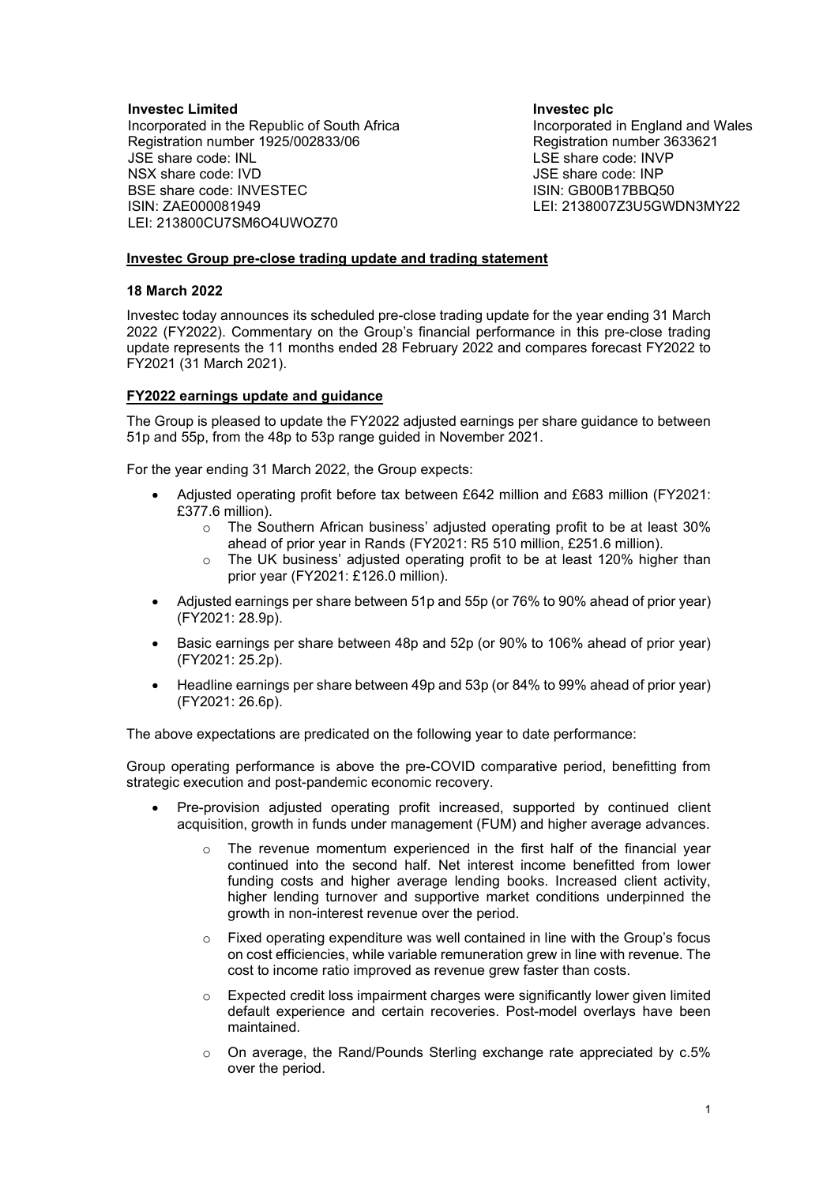**Investec Limited**
Incorporated in the Republic of South Africa
Registration number 1925/002833/06
JSE share code: INL
NSX share code: IVD
BSE share code: INVESTEC
ISIN: ZAE000081949
LEI: 213800CU7SM6O4UWOZ70

**Investec plc**
Incorporated in England and Wales
Registration number 3633621
LSE share code: INVP
JSE share code: INP
ISIN: GB00B17BBQ50
LEI: 2138007Z3U5GWDN3MY22

## Investec Group pre-close trading update and trading statement

**18 March 2022**

Investec today announces its scheduled pre-close trading update for the year ending 31 March 2022 (FY2022). Commentary on the Group's financial performance in this pre-close trading update represents the 11 months ended 28 February 2022 and compares forecast FY2022 to FY2021 (31 March 2021).

## FY2022 earnings update and guidance

The Group is pleased to update the FY2022 adjusted earnings per share guidance to between 51p and 55p, from the 48p to 53p range guided in November 2021.

For the year ending 31 March 2022, the Group expects:

- Adjusted operating profit before tax between £642 million and £683 million (FY2021: £377.6 million).
  - The Southern African business' adjusted operating profit to be at least 30% ahead of prior year in Rands (FY2021: R5 510 million, £251.6 million).
  - The UK business' adjusted operating profit to be at least 120% higher than prior year (FY2021: £126.0 million).
- Adjusted earnings per share between 51p and 55p (or 76% to 90% ahead of prior year) (FY2021: 28.9p).
- Basic earnings per share between 48p and 52p (or 90% to 106% ahead of prior year) (FY2021: 25.2p).
- Headline earnings per share between 49p and 53p (or 84% to 99% ahead of prior year) (FY2021: 26.6p).

The above expectations are predicated on the following year to date performance:

Group operating performance is above the pre-COVID comparative period, benefitting from strategic execution and post-pandemic economic recovery.

- Pre-provision adjusted operating profit increased, supported by continued client acquisition, growth in funds under management (FUM) and higher average advances.
  - The revenue momentum experienced in the first half of the financial year continued into the second half. Net interest income benefitted from lower funding costs and higher average lending books. Increased client activity, higher lending turnover and supportive market conditions underpinned the growth in non-interest revenue over the period.
  - Fixed operating expenditure was well contained in line with the Group's focus on cost efficiencies, while variable remuneration grew in line with revenue. The cost to income ratio improved as revenue grew faster than costs.
  - Expected credit loss impairment charges were significantly lower given limited default experience and certain recoveries. Post-model overlays have been maintained.
  - On average, the Rand/Pounds Sterling exchange rate appreciated by c.5% over the period.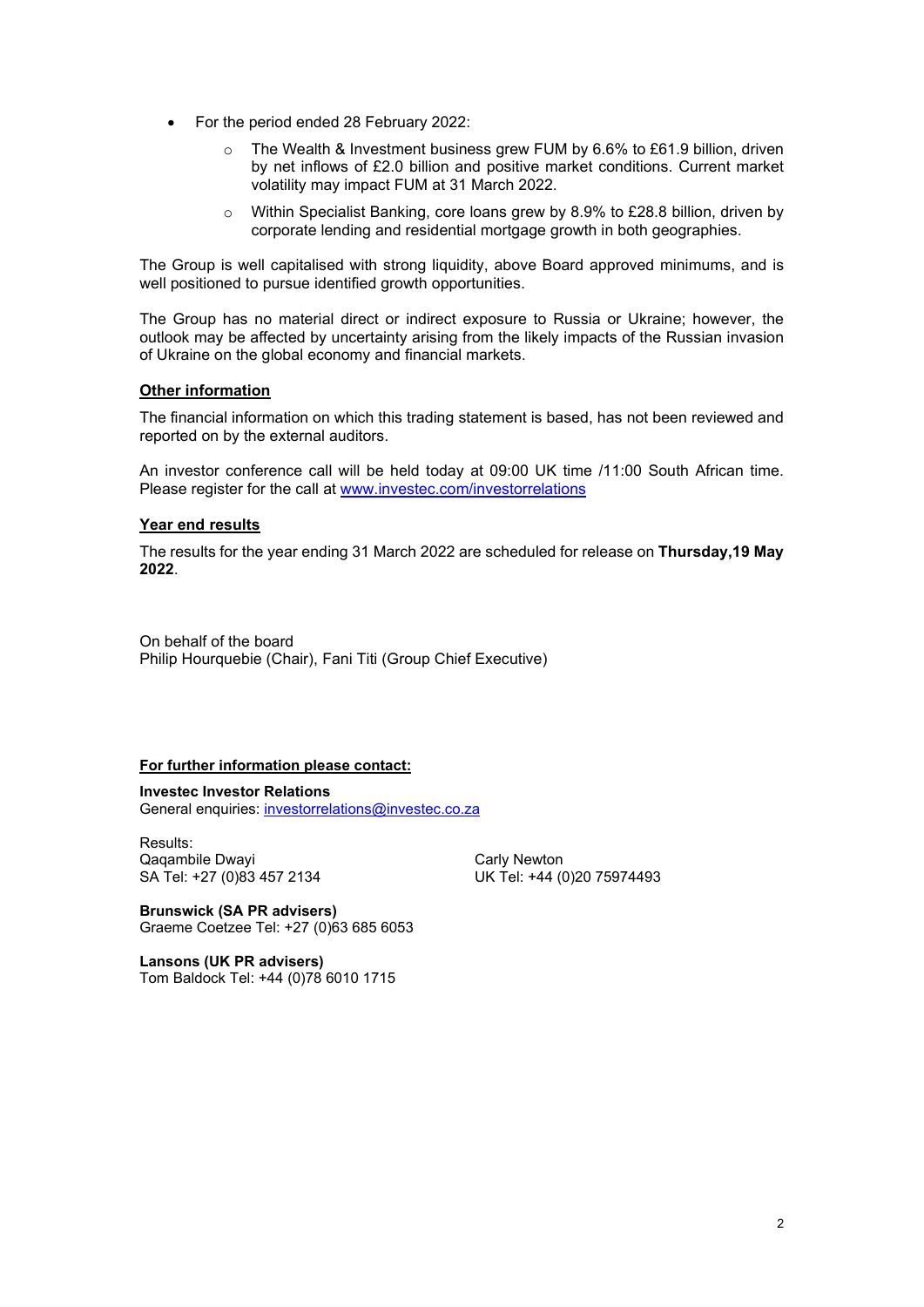- For the period ended 28 February 2022:
    - The Wealth & Investment business grew FUM by 6.6% to £61.9 billion, driven by net inflows of £2.0 billion and positive market conditions. Current market volatility may impact FUM at 31 March 2022.
    - Within Specialist Banking, core loans grew by 8.9% to £28.8 billion, driven by corporate lending and residential mortgage growth in both geographies.

The Group is well capitalised with strong liquidity, above Board approved minimums, and is well positioned to pursue identified growth opportunities.

The Group has no material direct or indirect exposure to Russia or Ukraine; however, the outlook may be affected by uncertainty arising from the likely impacts of the Russian invasion of Ukraine on the global economy and financial markets.

**Other information**

The financial information on which this trading statement is based, has not been reviewed and reported on by the external auditors.

An investor conference call will be held today at 09:00 UK time /11:00 South African time. Please register for the call at [www.investec.com/investorrelations](http://www.investec.com/investorrelations)

**Year end results**

The results for the year ending 31 March 2022 are scheduled for release on **Thursday,19 May 2022**.

On behalf of the board
Philip Hourquebie (Chair), Fani Titi (Group Chief Executive)

**For further information please contact:**

**Investec Investor Relations**
General enquiries: [investorrelations@investec.co.za](mailto:investorrelations@investec.co.za)

Results:
Qaqambile Dwayi
SA Tel: +27 (0)83 457 2134

Carly Newton
UK Tel: +44 (0)20 75974493

**Brunswick (SA PR advisers)**
Graeme Coetzee Tel: +27 (0)63 685 6053

**Lansons (UK PR advisers)**
Tom Baldock Tel: +44 (0)78 6010 1715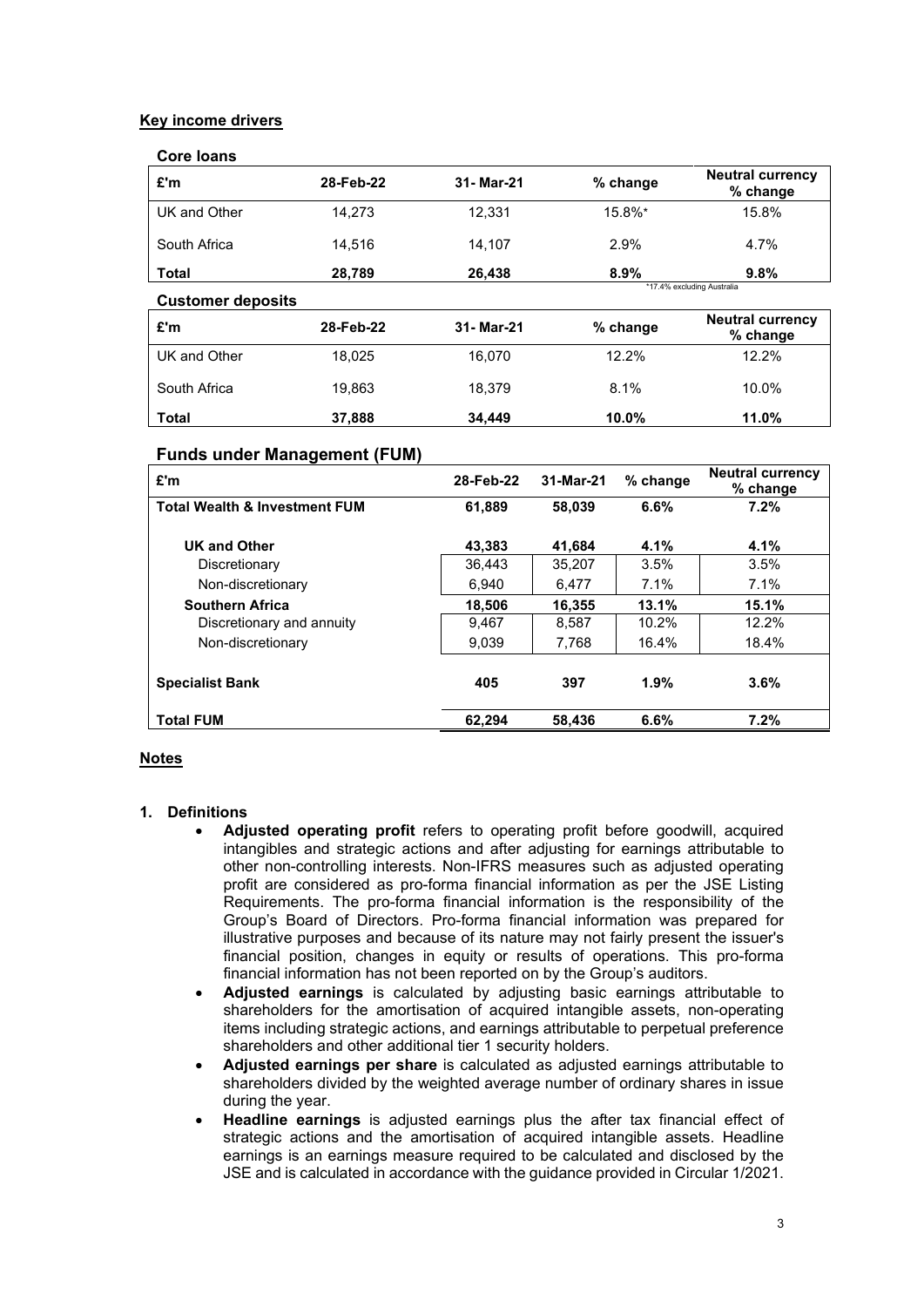## Key income drivers

### Core loans

| £'m | 28-Feb-22 | 31- Mar-21 | % change | Neutral currency % change |
|---|---|---|---|---|
| UK and Other | 14,273 | 12,331 | 15.8%* | 15.8% |
| South Africa | 14,516 | 14,107 | 2.9% | 4.7% |
| **Total** | **28,789** | **26,438** | **8.9%** | **9.8%** |

*17.4% excluding Australia

### Customer deposits

| £'m | 28-Feb-22 | 31- Mar-21 | % change | Neutral currency % change |
|---|---|---|---|---|
| UK and Other | 18,025 | 16,070 | 12.2% | 12.2% |
| South Africa | 19,863 | 18,379 | 8.1% | 10.0% |
| **Total** | **37,888** | **34,449** | **10.0%** | **11.0%** |

### Funds under Management (FUM)

| £'m | 28-Feb-22 | 31-Mar-21 | % change | Neutral currency % change |
|---|---|---|---|---|
| **Total Wealth & Investment FUM** | **61,889** | **58,039** | **6.6%** | **7.2%** |
| **UK and Other** | **43,383** | **41,684** | **4.1%** | **4.1%** |
| Discretionary | 36,443 | 35,207 | 3.5% | 3.5% |
| Non-discretionary | 6,940 | 6,477 | 7.1% | 7.1% |
| **Southern Africa** | **18,506** | **16,355** | **13.1%** | **15.1%** |
| Discretionary and annuity | 9,467 | 8,587 | 10.2% | 12.2% |
| Non-discretionary | 9,039 | 7,768 | 16.4% | 18.4% |
| **Specialist Bank** | **405** | **397** | **1.9%** | **3.6%** |
| **Total FUM** | **62,294** | **58,436** | **6.6%** | **7.2%** |

## Notes

1. **Definitions**
   - **Adjusted operating profit** refers to operating profit before goodwill, acquired intangibles and strategic actions and after adjusting for earnings attributable to other non-controlling interests. Non-IFRS measures such as adjusted operating profit are considered as pro-forma financial information as per the JSE Listing Requirements. The pro-forma financial information is the responsibility of the Group's Board of Directors. Pro-forma financial information was prepared for illustrative purposes and because of its nature may not fairly present the issuer's financial position, changes in equity or results of operations. This pro-forma financial information has not been reported on by the Group's auditors.
   - **Adjusted earnings** is calculated by adjusting basic earnings attributable to shareholders for the amortisation of acquired intangible assets, non-operating items including strategic actions, and earnings attributable to perpetual preference shareholders and other additional tier 1 security holders.
   - **Adjusted earnings per share** is calculated as adjusted earnings attributable to shareholders divided by the weighted average number of ordinary shares in issue during the year.
   - **Headline earnings** is adjusted earnings plus the after tax financial effect of strategic actions and the amortisation of acquired intangible assets. Headline earnings is an earnings measure required to be calculated and disclosed by the JSE and is calculated in accordance with the guidance provided in Circular 1/2021.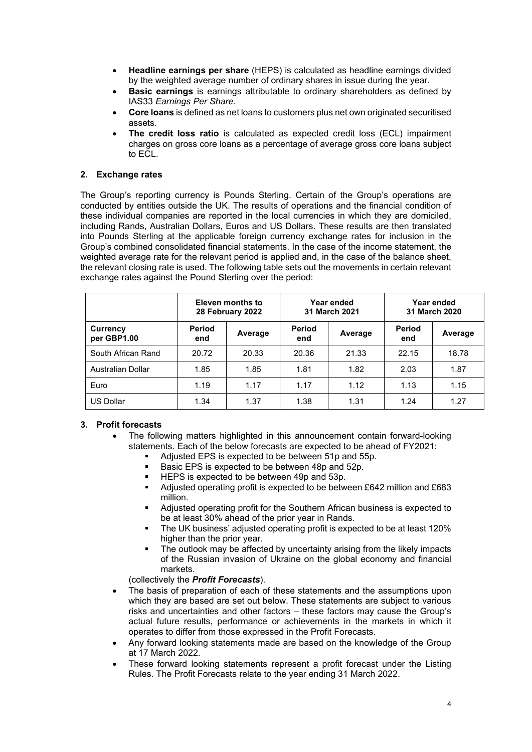- **Headline earnings per share** (HEPS) is calculated as headline earnings divided by the weighted average number of ordinary shares in issue during the year.
- **Basic earnings** is earnings attributable to ordinary shareholders as defined by IAS33 *Earnings Per Share.*
- **Core loans** is defined as net loans to customers plus net own originated securitised assets.
- **The credit loss ratio** is calculated as expected credit loss (ECL) impairment charges on gross core loans as a percentage of average gross core loans subject to ECL.

## 2. Exchange rates

The Group's reporting currency is Pounds Sterling. Certain of the Group's operations are conducted by entities outside the UK. The results of operations and the financial condition of these individual companies are reported in the local currencies in which they are domiciled, including Rands, Australian Dollars, Euros and US Dollars. These results are then translated into Pounds Sterling at the applicable foreign currency exchange rates for inclusion in the Group's combined consolidated financial statements. In the case of the income statement, the weighted average rate for the relevant period is applied and, in the case of the balance sheet, the relevant closing rate is used. The following table sets out the movements in certain relevant exchange rates against the Pound Sterling over the period:

| | Eleven months to 28 February 2022 | | Year ended 31 March 2021 | | Year ended 31 March 2020 | |
|---|---|---|---|---|---|---|
| **Currency per GBP1.00** | **Period end** | **Average** | **Period end** | **Average** | **Period end** | **Average** |
| South African Rand | 20.72 | 20.33 | 20.36 | 21.33 | 22.15 | 18.78 |
| Australian Dollar | 1.85 | 1.85 | 1.81 | 1.82 | 2.03 | 1.87 |
| Euro | 1.19 | 1.17 | 1.17 | 1.12 | 1.13 | 1.15 |
| US Dollar | 1.34 | 1.37 | 1.38 | 1.31 | 1.24 | 1.27 |

## 3. Profit forecasts

- The following matters highlighted in this announcement contain forward-looking statements. Each of the below forecasts are expected to be ahead of FY2021:
  - Adjusted EPS is expected to be between 51p and 55p.
  - Basic EPS is expected to be between 48p and 52p.
  - HEPS is expected to be between 49p and 53p.
  - Adjusted operating profit is expected to be between £642 million and £683 million.
  - Adjusted operating profit for the Southern African business is expected to be at least 30% ahead of the prior year in Rands.
  - The UK business' adjusted operating profit is expected to be at least 120% higher than the prior year.
  - The outlook may be affected by uncertainty arising from the likely impacts of the Russian invasion of Ukraine on the global economy and financial markets.

  (collectively the ***Profit Forecasts***).
- The basis of preparation of each of these statements and the assumptions upon which they are based are set out below. These statements are subject to various risks and uncertainties and other factors – these factors may cause the Group's actual future results, performance or achievements in the markets in which it operates to differ from those expressed in the Profit Forecasts.
- Any forward looking statements made are based on the knowledge of the Group at 17 March 2022.
- These forward looking statements represent a profit forecast under the Listing Rules. The Profit Forecasts relate to the year ending 31 March 2022.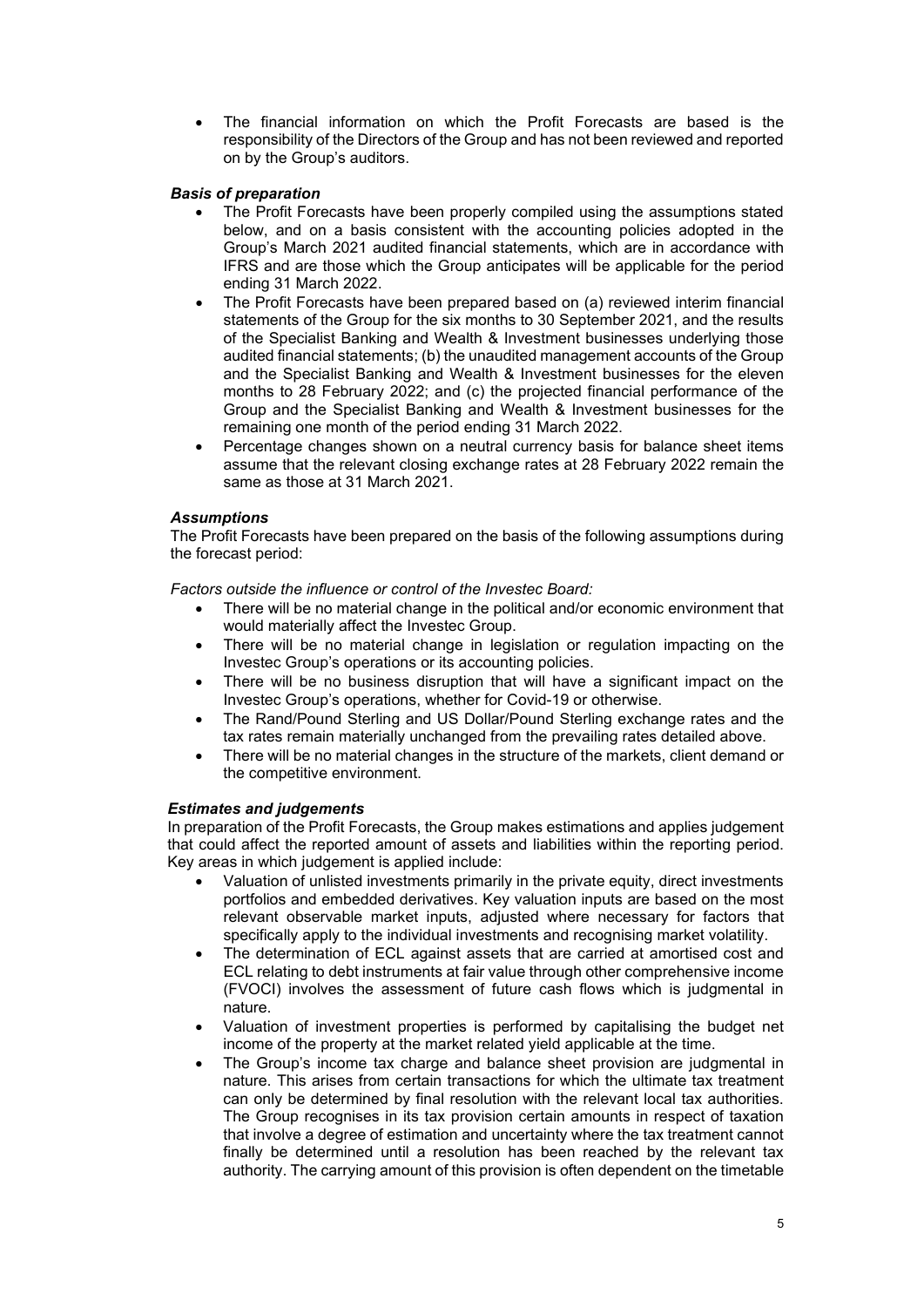- The financial information on which the Profit Forecasts are based is the responsibility of the Directors of the Group and has not been reviewed and reported on by the Group's auditors.

***Basis of preparation***

- The Profit Forecasts have been properly compiled using the assumptions stated below, and on a basis consistent with the accounting policies adopted in the Group's March 2021 audited financial statements, which are in accordance with IFRS and are those which the Group anticipates will be applicable for the period ending 31 March 2022.
- The Profit Forecasts have been prepared based on (a) reviewed interim financial statements of the Group for the six months to 30 September 2021, and the results of the Specialist Banking and Wealth & Investment businesses underlying those audited financial statements; (b) the unaudited management accounts of the Group and the Specialist Banking and Wealth & Investment businesses for the eleven months to 28 February 2022; and (c) the projected financial performance of the Group and the Specialist Banking and Wealth & Investment businesses for the remaining one month of the period ending 31 March 2022.
- Percentage changes shown on a neutral currency basis for balance sheet items assume that the relevant closing exchange rates at 28 February 2022 remain the same as those at 31 March 2021.

***Assumptions***

The Profit Forecasts have been prepared on the basis of the following assumptions during the forecast period:

*Factors outside the influence or control of the Investec Board:*

- There will be no material change in the political and/or economic environment that would materially affect the Investec Group.
- There will be no material change in legislation or regulation impacting on the Investec Group's operations or its accounting policies.
- There will be no business disruption that will have a significant impact on the Investec Group's operations, whether for Covid-19 or otherwise.
- The Rand/Pound Sterling and US Dollar/Pound Sterling exchange rates and the tax rates remain materially unchanged from the prevailing rates detailed above.
- There will be no material changes in the structure of the markets, client demand or the competitive environment.

***Estimates and judgements***

In preparation of the Profit Forecasts, the Group makes estimations and applies judgement that could affect the reported amount of assets and liabilities within the reporting period. Key areas in which judgement is applied include:

- Valuation of unlisted investments primarily in the private equity, direct investments portfolios and embedded derivatives. Key valuation inputs are based on the most relevant observable market inputs, adjusted where necessary for factors that specifically apply to the individual investments and recognising market volatility.
- The determination of ECL against assets that are carried at amortised cost and ECL relating to debt instruments at fair value through other comprehensive income (FVOCI) involves the assessment of future cash flows which is judgmental in nature.
- Valuation of investment properties is performed by capitalising the budget net income of the property at the market related yield applicable at the time.
- The Group's income tax charge and balance sheet provision are judgmental in nature. This arises from certain transactions for which the ultimate tax treatment can only be determined by final resolution with the relevant local tax authorities. The Group recognises in its tax provision certain amounts in respect of taxation that involve a degree of estimation and uncertainty where the tax treatment cannot finally be determined until a resolution has been reached by the relevant tax authority. The carrying amount of this provision is often dependent on the timetable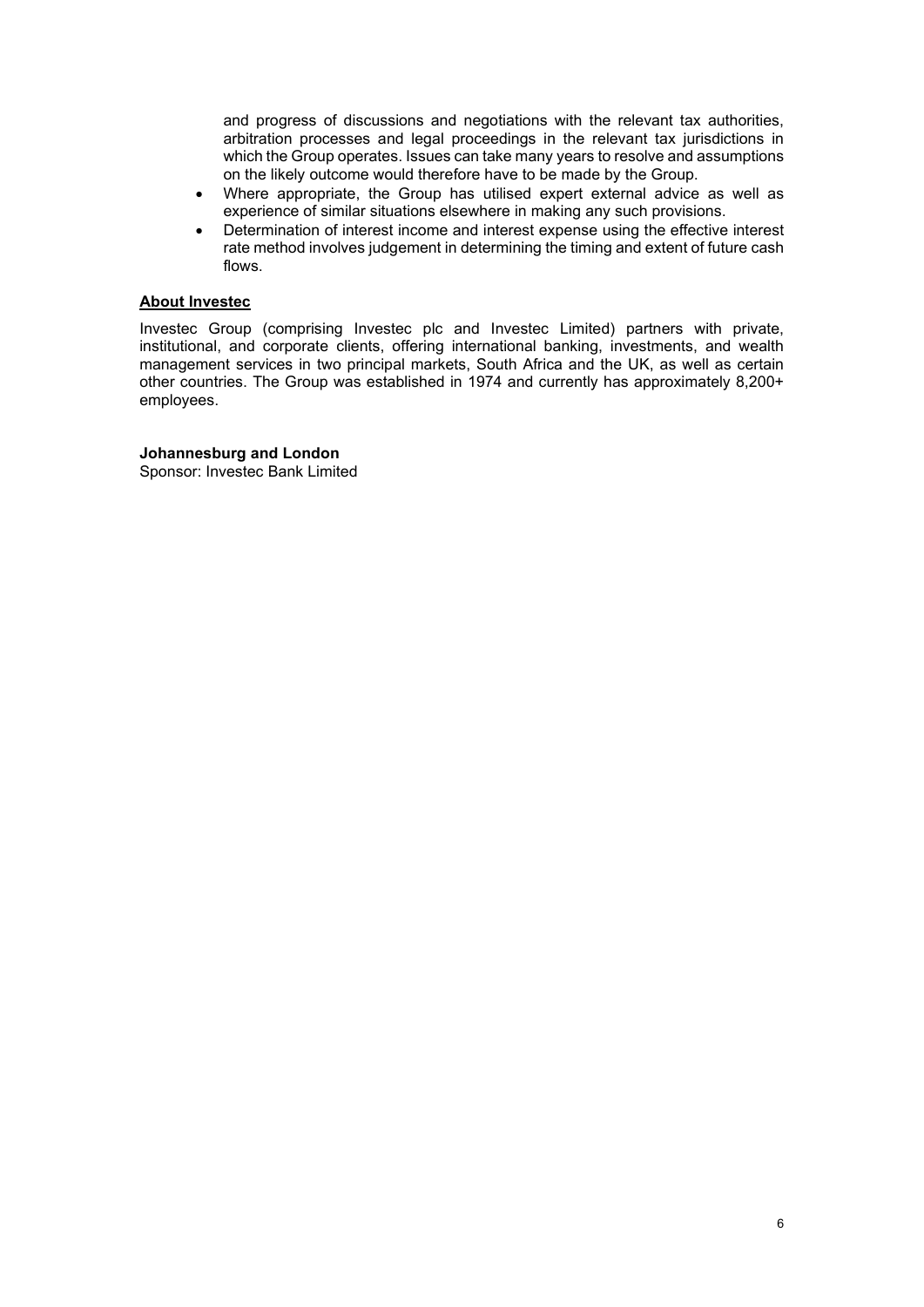and progress of discussions and negotiations with the relevant tax authorities, arbitration processes and legal proceedings in the relevant tax jurisdictions in which the Group operates. Issues can take many years to resolve and assumptions on the likely outcome would therefore have to be made by the Group.

- Where appropriate, the Group has utilised expert external advice as well as experience of similar situations elsewhere in making any such provisions.
- Determination of interest income and interest expense using the effective interest rate method involves judgement in determining the timing and extent of future cash flows.

**About Investec**

Investec Group (comprising Investec plc and Investec Limited) partners with private, institutional, and corporate clients, offering international banking, investments, and wealth management services in two principal markets, South Africa and the UK, as well as certain other countries. The Group was established in 1974 and currently has approximately 8,200+ employees.

**Johannesburg and London**
Sponsor: Investec Bank Limited